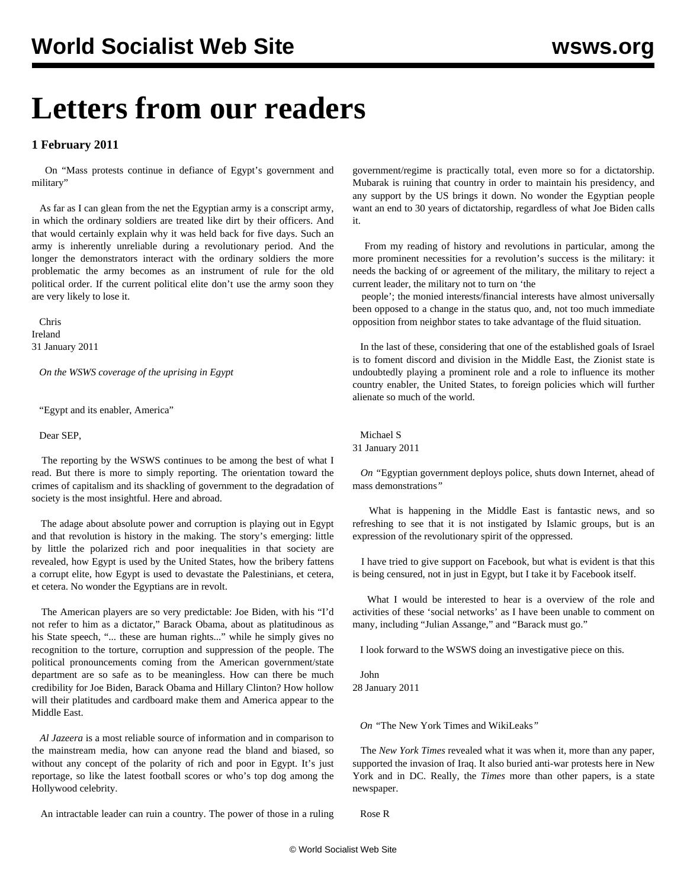# Letters from our readers

**1 February 2011**

On "Mass protests continue in defiance of Egypt's government and military"

As far as I can glean from the net the Egyptian army is a conscript army, in which the ordinary soldiers are treated like dirt by their officers. And that would certainly explain why it was held back for five days. Such an army is inherently unreliable during a revolutionary period. And the longer the demonstrators interact with the ordinary soldiers the more problematic the army becomes as an instrument of rule for the old political order. If the current political elite don't use the army soon they are very likely to lose it.

Chris
Ireland
31 January 2011

*On the WSWS coverage of the uprising in Egypt*

"Egypt and its enabler, America"

Dear SEP,

The reporting by the WSWS continues to be among the best of what I read. But there is more to simply reporting. The orientation toward the crimes of capitalism and its shackling of government to the degradation of society is the most insightful. Here and abroad.

The adage about absolute power and corruption is playing out in Egypt and that revolution is history in the making. The story's emerging: little by little the polarized rich and poor inequalities in that society are revealed, how Egypt is used by the United States, how the bribery fattens a corrupt elite, how Egypt is used to devastate the Palestinians, et cetera, et cetera. No wonder the Egyptians are in revolt.

The American players are so very predictable: Joe Biden, with his "I'd not refer to him as a dictator," Barack Obama, about as platitudinous as his State speech, "... these are human rights..." while he simply gives no recognition to the torture, corruption and suppression of the people. The political pronouncements coming from the American government/state department are so safe as to be meaningless. How can there be much credibility for Joe Biden, Barack Obama and Hillary Clinton? How hollow will their platitudes and cardboard make them and America appear to the Middle East.

*Al Jazeera* is a most reliable source of information and in comparison to the mainstream media, how can anyone read the bland and biased, so without any concept of the polarity of rich and poor in Egypt. It's just reportage, so like the latest football scores or who's top dog among the Hollywood celebrity.

An intractable leader can ruin a country. The power of those in a ruling government/regime is practically total, even more so for a dictatorship. Mubarak is ruining that country in order to maintain his presidency, and any support by the US brings it down. No wonder the Egyptian people want an end to 30 years of dictatorship, regardless of what Joe Biden calls it.

From my reading of history and revolutions in particular, among the more prominent necessities for a revolution's success is the military: it needs the backing of or agreement of the military, the military to reject a current leader, the military not to turn on 'the people'; the monied interests/financial interests have almost universally been opposed to a change in the status quo, and, not too much immediate opposition from neighbor states to take advantage of the fluid situation.

In the last of these, considering that one of the established goals of Israel is to foment discord and division in the Middle East, the Zionist state is undoubtedly playing a prominent role and a role to influence its mother country enabler, the United States, to foreign policies which will further alienate so much of the world.

Michael S
31 January 2011

*On* "Egyptian government deploys police, shuts down Internet, ahead of mass demonstrations*"*

What is happening in the Middle East is fantastic news, and so refreshing to see that it is not instigated by Islamic groups, but is an expression of the revolutionary spirit of the oppressed.

I have tried to give support on Facebook, but what is evident is that this is being censured, not in just in Egypt, but I take it by Facebook itself.

What I would be interested to hear is a overview of the role and activities of these 'social networks' as I have been unable to comment on many, including "Julian Assange," and "Barack must go."

I look forward to the WSWS doing an investigative piece on this.

John
28 January 2011

*On* "The New York Times and WikiLeaks*"*

The *New York Times* revealed what it was when it, more than any paper, supported the invasion of Iraq. It also buried anti-war protests here in New York and in DC. Really, the *Times* more than other papers, is a state newspaper.

Rose R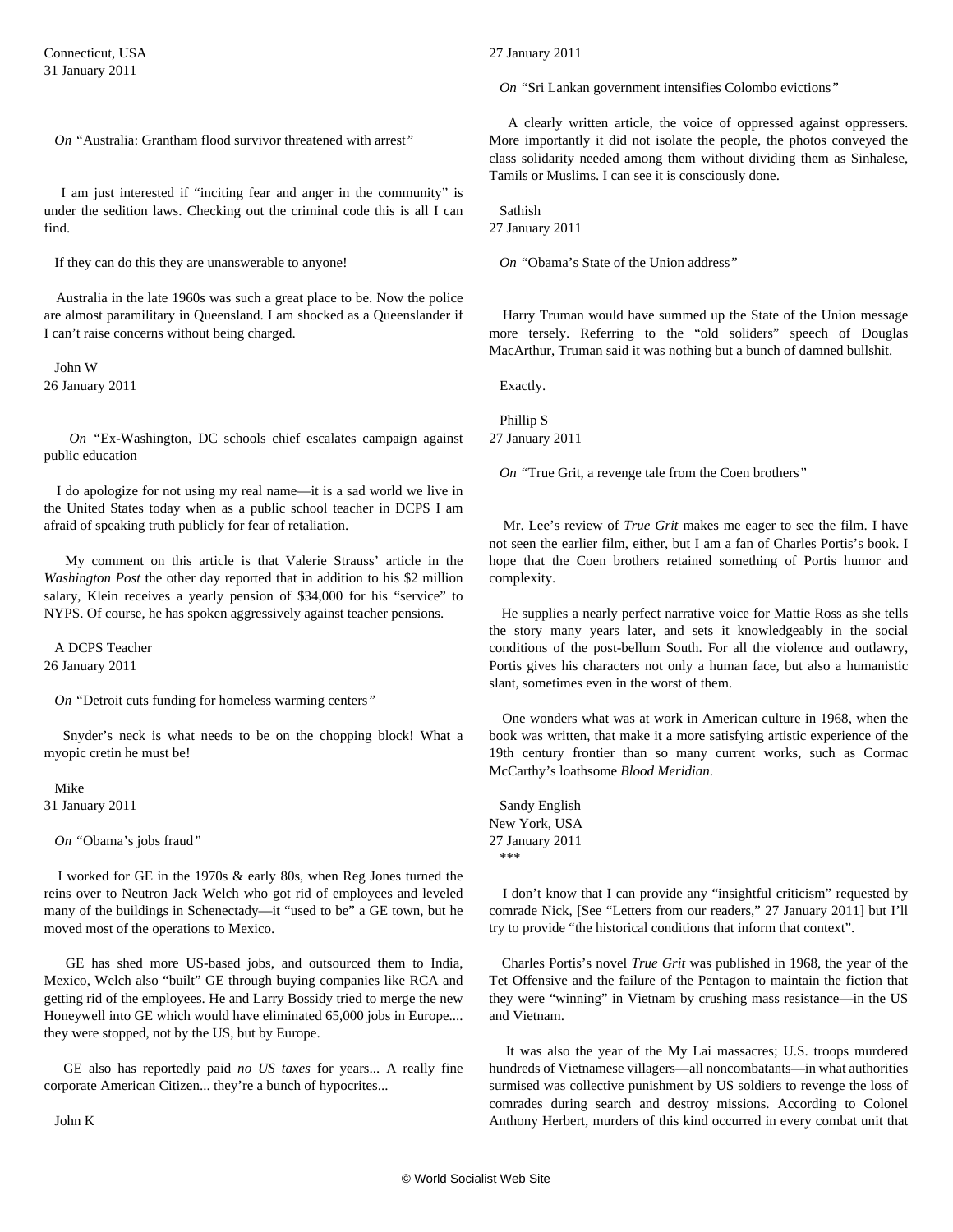Connecticut, USA
31 January 2011

*On* "Australia: Grantham flood survivor threatened with arrest"

I am just interested if "inciting fear and anger in the community" is under the sedition laws. Checking out the criminal code this is all I can find.

If they can do this they are unanswerable to anyone!

Australia in the late 1960s was such a great place to be. Now the police are almost paramilitary in Queensland. I am shocked as a Queenslander if I can't raise concerns without being charged.

John W
26 January 2011

*On* "Ex-Washington, DC schools chief escalates campaign against public education

I do apologize for not using my real name—it is a sad world we live in the United States today when as a public school teacher in DCPS I am afraid of speaking truth publicly for fear of retaliation.

My comment on this article is that Valerie Strauss' article in the *Washington Post* the other day reported that in addition to his $2 million salary, Klein receives a yearly pension of $34,000 for his "service" to NYPS. Of course, he has spoken aggressively against teacher pensions.

A DCPS Teacher
26 January 2011

*On* "Detroit cuts funding for homeless warming centers"

Snyder's neck is what needs to be on the chopping block! What a myopic cretin he must be!

Mike
31 January 2011

*On* "Obama's jobs fraud"

I worked for GE in the 1970s & early 80s, when Reg Jones turned the reins over to Neutron Jack Welch who got rid of employees and leveled many of the buildings in Schenectady—it "used to be" a GE town, but he moved most of the operations to Mexico.

GE has shed more US-based jobs, and outsourced them to India, Mexico, Welch also "built" GE through buying companies like RCA and getting rid of the employees. He and Larry Bossidy tried to merge the new Honeywell into GE which would have eliminated 65,000 jobs in Europe.... they were stopped, not by the US, but by Europe.

GE also has reportedly paid *no US taxes* for years... A really fine corporate American Citizen... they're a bunch of hypocrites...

John K
27 January 2011

*On* "Sri Lankan government intensifies Colombo evictions"

A clearly written article, the voice of oppressed against oppressers. More importantly it did not isolate the people, the photos conveyed the class solidarity needed among them without dividing them as Sinhalese, Tamils or Muslims. I can see it is consciously done.

Sathish
27 January 2011

*On* "Obama's State of the Union address"

Harry Truman would have summed up the State of the Union message more tersely. Referring to the "old soliders" speech of Douglas MacArthur, Truman said it was nothing but a bunch of damned bullshit.

Exactly.

Phillip S
27 January 2011

*On* "True Grit, a revenge tale from the Coen brothers"

Mr. Lee's review of *True Grit* makes me eager to see the film. I have not seen the earlier film, either, but I am a fan of Charles Portis's book. I hope that the Coen brothers retained something of Portis humor and complexity.

He supplies a nearly perfect narrative voice for Mattie Ross as she tells the story many years later, and sets it knowledgeably in the social conditions of the post-bellum South. For all the violence and outlawry, Portis gives his characters not only a human face, but also a humanistic slant, sometimes even in the worst of them.

One wonders what was at work in American culture in 1968, when the book was written, that make it a more satisfying artistic experience of the 19th century frontier than so many current works, such as Cormac McCarthy's loathsome *Blood Meridian*.

Sandy English
New York, USA
27 January 2011

***

I don't know that I can provide any "insightful criticism" requested by comrade Nick, [See "Letters from our readers," 27 January 2011] but I'll try to provide "the historical conditions that inform that context".

Charles Portis's novel *True Grit* was published in 1968, the year of the Tet Offensive and the failure of the Pentagon to maintain the fiction that they were "winning" in Vietnam by crushing mass resistance—in the US and Vietnam.

It was also the year of the My Lai massacres; U.S. troops murdered hundreds of Vietnamese villagers—all noncombatants—in what authorities surmised was collective punishment by US soldiers to revenge the loss of comrades during search and destroy missions. According to Colonel Anthony Herbert, murders of this kind occurred in every combat unit that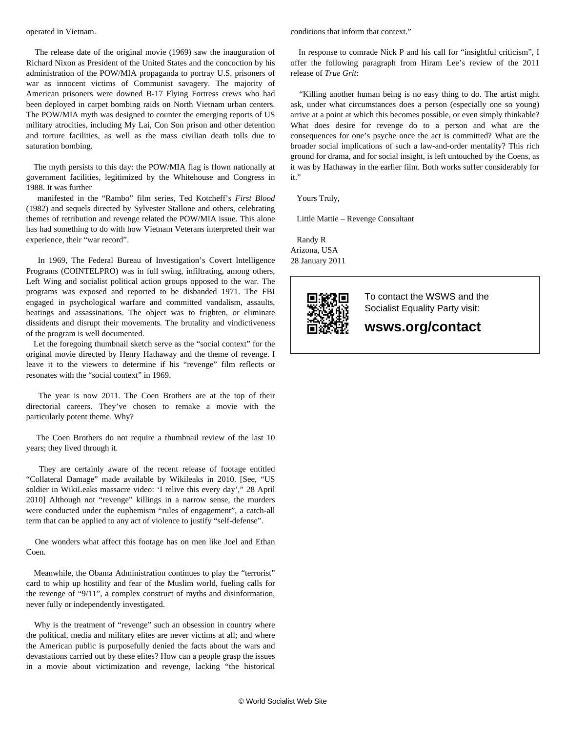operated in Vietnam.

The release date of the original movie (1969) saw the inauguration of Richard Nixon as President of the United States and the concoction by his administration of the POW/MIA propaganda to portray U.S. prisoners of war as innocent victims of Communist savagery. The majority of American prisoners were downed B-17 Flying Fortress crews who had been deployed in carpet bombing raids on North Vietnam urban centers. The POW/MIA myth was designed to counter the emerging reports of US military atrocities, including My Lai, Con Son prison and other detention and torture facilities, as well as the mass civilian death tolls due to saturation bombing.

The myth persists to this day: the POW/MIA flag is flown nationally at government facilities, legitimized by the Whitehouse and Congress in 1988. It was further manifested in the "Rambo" film series, Ted Kotcheff's *First Blood* (1982) and sequels directed by Sylvester Stallone and others, celebrating themes of retribution and revenge related the POW/MIA issue. This alone has had something to do with how Vietnam Veterans interpreted their war experience, their "war record".

In 1969, The Federal Bureau of Investigation's Covert Intelligence Programs (COINTELPRO) was in full swing, infiltrating, among others, Left Wing and socialist political action groups opposed to the war. The programs was exposed and reported to be disbanded 1971. The FBI engaged in psychological warfare and committed vandalism, assaults, beatings and assassinations. The object was to frighten, or eliminate dissidents and disrupt their movements. The brutality and vindictiveness of the program is well documented.

Let the foregoing thumbnail sketch serve as the "social context" for the original movie directed by Henry Hathaway and the theme of revenge. I leave it to the viewers to determine if his "revenge" film reflects or resonates with the "social context" in 1969.

The year is now 2011. The Coen Brothers are at the top of their directorial careers. They've chosen to remake a movie with the particularly potent theme. Why?

The Coen Brothers do not require a thumbnail review of the last 10 years; they lived through it.

They are certainly aware of the recent release of footage entitled "Collateral Damage" made available by Wikileaks in 2010. [See, "US soldier in WikiLeaks massacre video: 'I relive this every day'," 28 April 2010] Although not "revenge" killings in a narrow sense, the murders were conducted under the euphemism "rules of engagement", a catch-all term that can be applied to any act of violence to justify "self-defense".

One wonders what affect this footage has on men like Joel and Ethan Coen.

Meanwhile, the Obama Administration continues to play the "terrorist" card to whip up hostility and fear of the Muslim world, fueling calls for the revenge of "9/11", a complex construct of myths and disinformation, never fully or independently investigated.

Why is the treatment of "revenge" such an obsession in country where the political, media and military elites are never victims at all; and where the American public is purposefully denied the facts about the wars and devastations carried out by these elites? How can a people grasp the issues in a movie about victimization and revenge, lacking "the historical conditions that inform that context."

In response to comrade Nick P and his call for "insightful criticism", I offer the following paragraph from Hiram Lee's review of the 2011 release of *True Grit*:

"Killing another human being is no easy thing to do. The artist might ask, under what circumstances does a person (especially one so young) arrive at a point at which this becomes possible, or even simply thinkable? What does desire for revenge do to a person and what are the consequences for one's psyche once the act is committed? What are the broader social implications of such a law-and-order mentality? This rich ground for drama, and for social insight, is left untouched by the Coens, as it was by Hathaway in the earlier film. Both works suffer considerably for it."

Yours Truly,

Little Mattie – Revenge Consultant

Randy R
Arizona, USA
28 January 2011

To contact the WSWS and the Socialist Equality Party visit:

**wsws.org/contact**